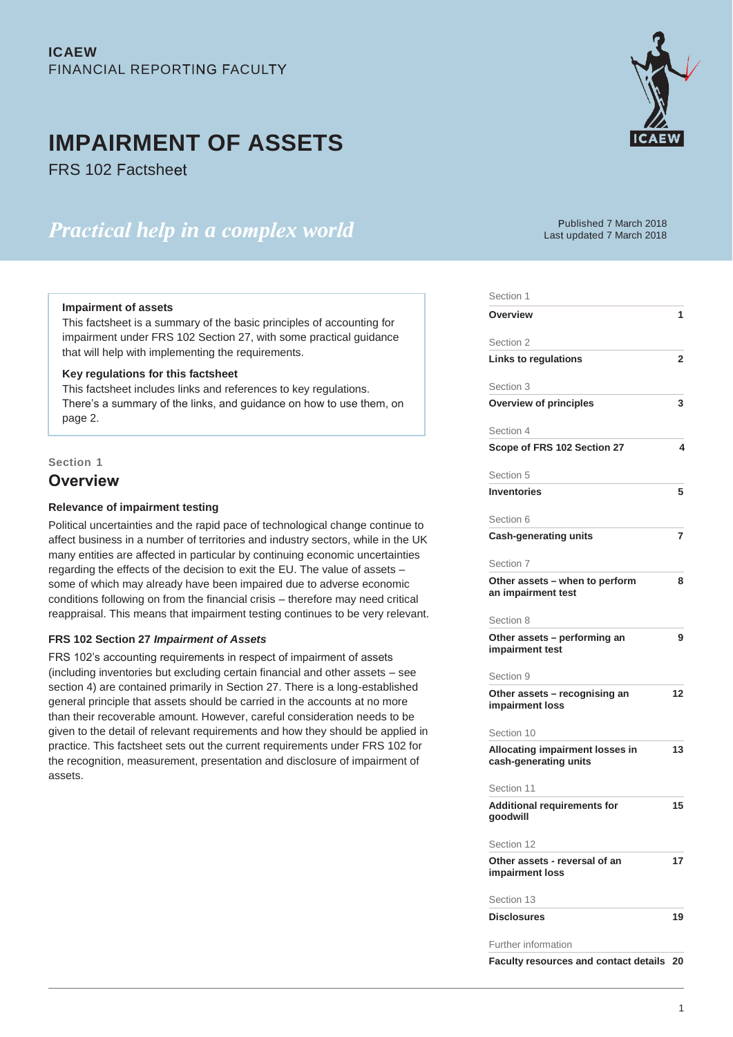ICAEW
FINANCIAL REPORTING FACULTY

# IMPAIRMENT OF ASSETS

FRS 102 Factsheet

*Practical help in a complex world*

Published 7 March 2018
Last updated 7 March 2018

| Section | Title | Page |
|---|---|---|
| Section 1 | **Overview** | 1 |
| Section 2 | **Links to regulations** | 2 |
| Section 3 | **Overview of principles** | 3 |
| Section 4 | **Scope of FRS 102 Section 27** | 4 |
| Section 5 | **Inventories** | 5 |
| Section 6 | **Cash-generating units** | 7 |
| Section 7 | **Other assets – when to perform an impairment test** | 8 |
| Section 8 | **Other assets – performing an impairment test** | 9 |
| Section 9 | **Other assets – recognising an impairment loss** | 12 |
| Section 10 | **Allocating impairment losses in cash-generating units** | 13 |
| Section 11 | **Additional requirements for goodwill** | 15 |
| Section 12 | **Other assets - reversal of an impairment loss** | 17 |
| Section 13 | **Disclosures** | 19 |
| Further information | **Faculty resources and contact details** | 20 |

**Impairment of assets**
This factsheet is a summary of the basic principles of accounting for impairment under FRS 102 Section 27, with some practical guidance that will help with implementing the requirements.

**Key regulations for this factsheet**
This factsheet includes links and references to key regulations. There's a summary of the links, and guidance on how to use them, on page 2.

Section 1

## Overview

### Relevance of impairment testing

Political uncertainties and the rapid pace of technological change continue to affect business in a number of territories and industry sectors, while in the UK many entities are affected in particular by continuing economic uncertainties regarding the effects of the decision to exit the EU. The value of assets – some of which may already have been impaired due to adverse economic conditions following on from the financial crisis – therefore may need critical reappraisal. This means that impairment testing continues to be very relevant.

### FRS 102 Section 27 *Impairment of Assets*

FRS 102's accounting requirements in respect of impairment of assets (including inventories but excluding certain financial and other assets – see section 4) are contained primarily in Section 27. There is a long-established general principle that assets should be carried in the accounts at no more than their recoverable amount. However, careful consideration needs to be given to the detail of relevant requirements and how they should be applied in practice. This factsheet sets out the current requirements under FRS 102 for the recognition, measurement, presentation and disclosure of impairment of assets.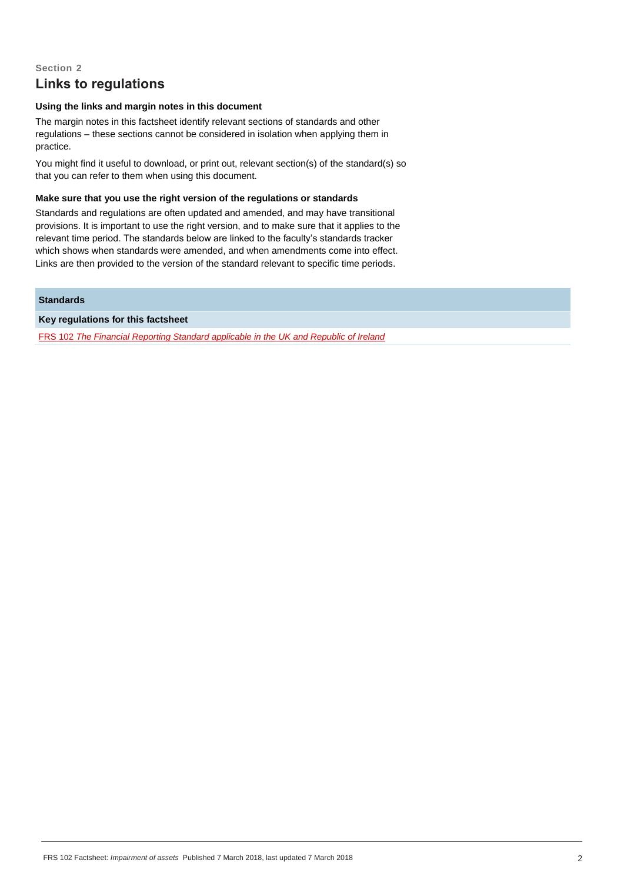Section 2

## Links to regulations

**Using the links and margin notes in this document**

The margin notes in this factsheet identify relevant sections of standards and other regulations – these sections cannot be considered in isolation when applying them in practice.

You might find it useful to download, or print out, relevant section(s) of the standard(s) so that you can refer to them when using this document.

**Make sure that you use the right version of the regulations or standards**

Standards and regulations are often updated and amended, and may have transitional provisions. It is important to use the right version, and to make sure that it applies to the relevant time period. The standards below are linked to the faculty's standards tracker which shows when standards were amended, and when amendments come into effect. Links are then provided to the version of the standard relevant to specific time periods.

| **Standards** |
| --- |
| **Key regulations for this factsheet** |
| FRS 102 *The Financial Reporting Standard applicable in the UK and Republic of Ireland* |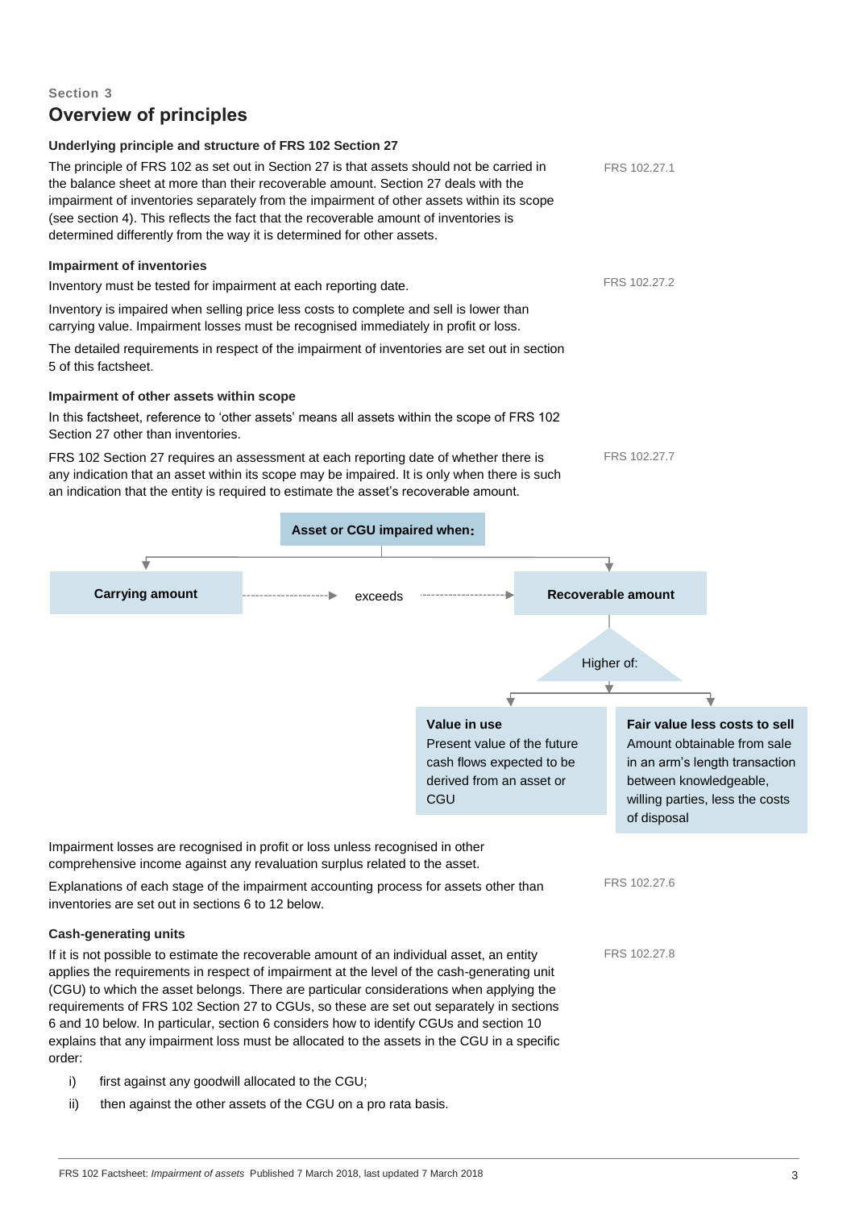Section 3

## Overview of principles

### Underlying principle and structure of FRS 102 Section 27

The principle of FRS 102 as set out in Section 27 is that assets should not be carried in the balance sheet at more than their recoverable amount. Section 27 deals with the impairment of inventories separately from the impairment of other assets within its scope (see section 4). This reflects the fact that the recoverable amount of inventories is determined differently from the way it is determined for other assets.

FRS 102.27.1

### Impairment of inventories

Inventory must be tested for impairment at each reporting date.

FRS 102.27.2

Inventory is impaired when selling price less costs to complete and sell is lower than carrying value. Impairment losses must be recognised immediately in profit or loss.

The detailed requirements in respect of the impairment of inventories are set out in section 5 of this factsheet.

### Impairment of other assets within scope

In this factsheet, reference to 'other assets' means all assets within the scope of FRS 102 Section 27 other than inventories.

FRS 102 Section 27 requires an assessment at each reporting date of whether there is any indication that an asset within its scope may be impaired. It is only when there is such an indication that the entity is required to estimate the asset's recoverable amount.

FRS 102.27.7

**Asset or CGU impaired when:**

**Carrying amount** exceeds **Recoverable amount**

Recoverable amount – Higher of:

- **Value in use**
  Present value of the future cash flows expected to be derived from an asset or CGU
- **Fair value less costs to sell**
  Amount obtainable from sale in an arm's length transaction between knowledgeable, willing parties, less the costs of disposal

Impairment losses are recognised in profit or loss unless recognised in other comprehensive income against any revaluation surplus related to the asset.

Explanations of each stage of the impairment accounting process for assets other than inventories are set out in sections 6 to 12 below.

FRS 102.27.6

### Cash-generating units

If it is not possible to estimate the recoverable amount of an individual asset, an entity applies the requirements in respect of impairment at the level of the cash-generating unit (CGU) to which the asset belongs. There are particular considerations when applying the requirements of FRS 102 Section 27 to CGUs, so these are set out separately in sections 6 and 10 below. In particular, section 6 considers how to identify CGUs and section 10 explains that any impairment loss must be allocated to the assets in the CGU in a specific order:

FRS 102.27.8

i) first against any goodwill allocated to the CGU;

ii) then against the other assets of the CGU on a pro rata basis.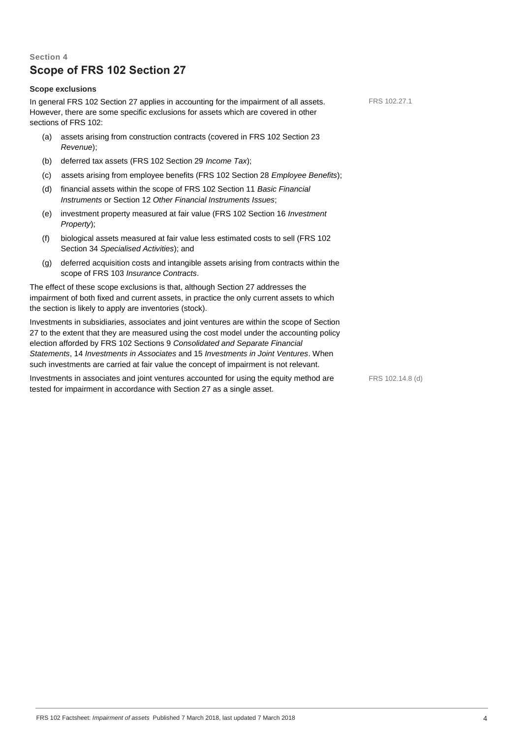**Section 4**

## Scope of FRS 102 Section 27

### Scope exclusions

In general FRS 102 Section 27 applies in accounting for the impairment of all assets. However, there are some specific exclusions for assets which are covered in other sections of FRS 102:

FRS 102.27.1

(a) assets arising from construction contracts (covered in FRS 102 Section 23 *Revenue*);

(b) deferred tax assets (FRS 102 Section 29 *Income Tax*);

(c) assets arising from employee benefits (FRS 102 Section 28 *Employee Benefits*);

(d) financial assets within the scope of FRS 102 Section 11 *Basic Financial Instruments* or Section 12 *Other Financial Instruments Issues*;

(e) investment property measured at fair value (FRS 102 Section 16 *Investment Property*);

(f) biological assets measured at fair value less estimated costs to sell (FRS 102 Section 34 *Specialised Activities*); and

(g) deferred acquisition costs and intangible assets arising from contracts within the scope of FRS 103 *Insurance Contracts*.

The effect of these scope exclusions is that, although Section 27 addresses the impairment of both fixed and current assets, in practice the only current assets to which the section is likely to apply are inventories (stock).

Investments in subsidiaries, associates and joint ventures are within the scope of Section 27 to the extent that they are measured using the cost model under the accounting policy election afforded by FRS 102 Sections 9 *Consolidated and Separate Financial Statements*, 14 *Investments in Associates* and 15 *Investments in Joint Ventures*. When such investments are carried at fair value the concept of impairment is not relevant.

Investments in associates and joint ventures accounted for using the equity method are tested for impairment in accordance with Section 27 as a single asset.

FRS 102.14.8 (d)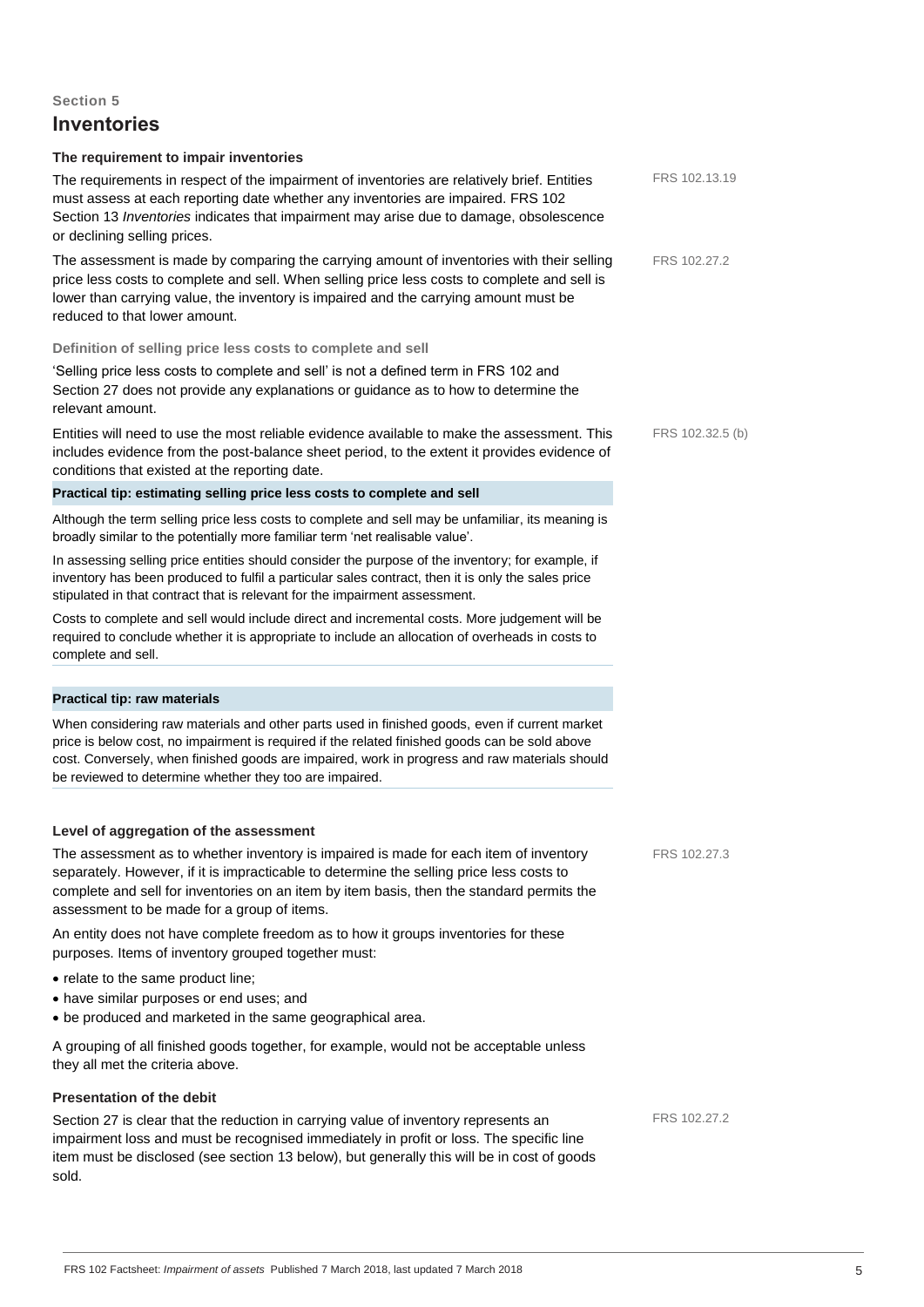Section 5

# Inventories

### The requirement to impair inventories

The requirements in respect of the impairment of inventories are relatively brief. Entities must assess at each reporting date whether any inventories are impaired. FRS 102 Section 13 *Inventories* indicates that impairment may arise due to damage, obsolescence or declining selling prices.

FRS 102.13.19

The assessment is made by comparing the carrying amount of inventories with their selling price less costs to complete and sell. When selling price less costs to complete and sell is lower than carrying value, the inventory is impaired and the carrying amount must be reduced to that lower amount.

FRS 102.27.2

#### Definition of selling price less costs to complete and sell

'Selling price less costs to complete and sell' is not a defined term in FRS 102 and Section 27 does not provide any explanations or guidance as to how to determine the relevant amount.

Entities will need to use the most reliable evidence available to make the assessment. This includes evidence from the post-balance sheet period, to the extent it provides evidence of conditions that existed at the reporting date.

FRS 102.32.5 (b)

**Practical tip: estimating selling price less costs to complete and sell**

Although the term selling price less costs to complete and sell may be unfamiliar, its meaning is broadly similar to the potentially more familiar term 'net realisable value'.

In assessing selling price entities should consider the purpose of the inventory; for example, if inventory has been produced to fulfil a particular sales contract, then it is only the sales price stipulated in that contract that is relevant for the impairment assessment.

Costs to complete and sell would include direct and incremental costs. More judgement will be required to conclude whether it is appropriate to include an allocation of overheads in costs to complete and sell.

**Practical tip: raw materials**

When considering raw materials and other parts used in finished goods, even if current market price is below cost, no impairment is required if the related finished goods can be sold above cost. Conversely, when finished goods are impaired, work in progress and raw materials should be reviewed to determine whether they too are impaired.

### Level of aggregation of the assessment

The assessment as to whether inventory is impaired is made for each item of inventory separately. However, if it is impracticable to determine the selling price less costs to complete and sell for inventories on an item by item basis, then the standard permits the assessment to be made for a group of items.

FRS 102.27.3

An entity does not have complete freedom as to how it groups inventories for these purposes. Items of inventory grouped together must:

- relate to the same product line;
- have similar purposes or end uses; and
- be produced and marketed in the same geographical area.

A grouping of all finished goods together, for example, would not be acceptable unless they all met the criteria above.

### Presentation of the debit

Section 27 is clear that the reduction in carrying value of inventory represents an impairment loss and must be recognised immediately in profit or loss. The specific line item must be disclosed (see section 13 below), but generally this will be in cost of goods sold.

FRS 102.27.2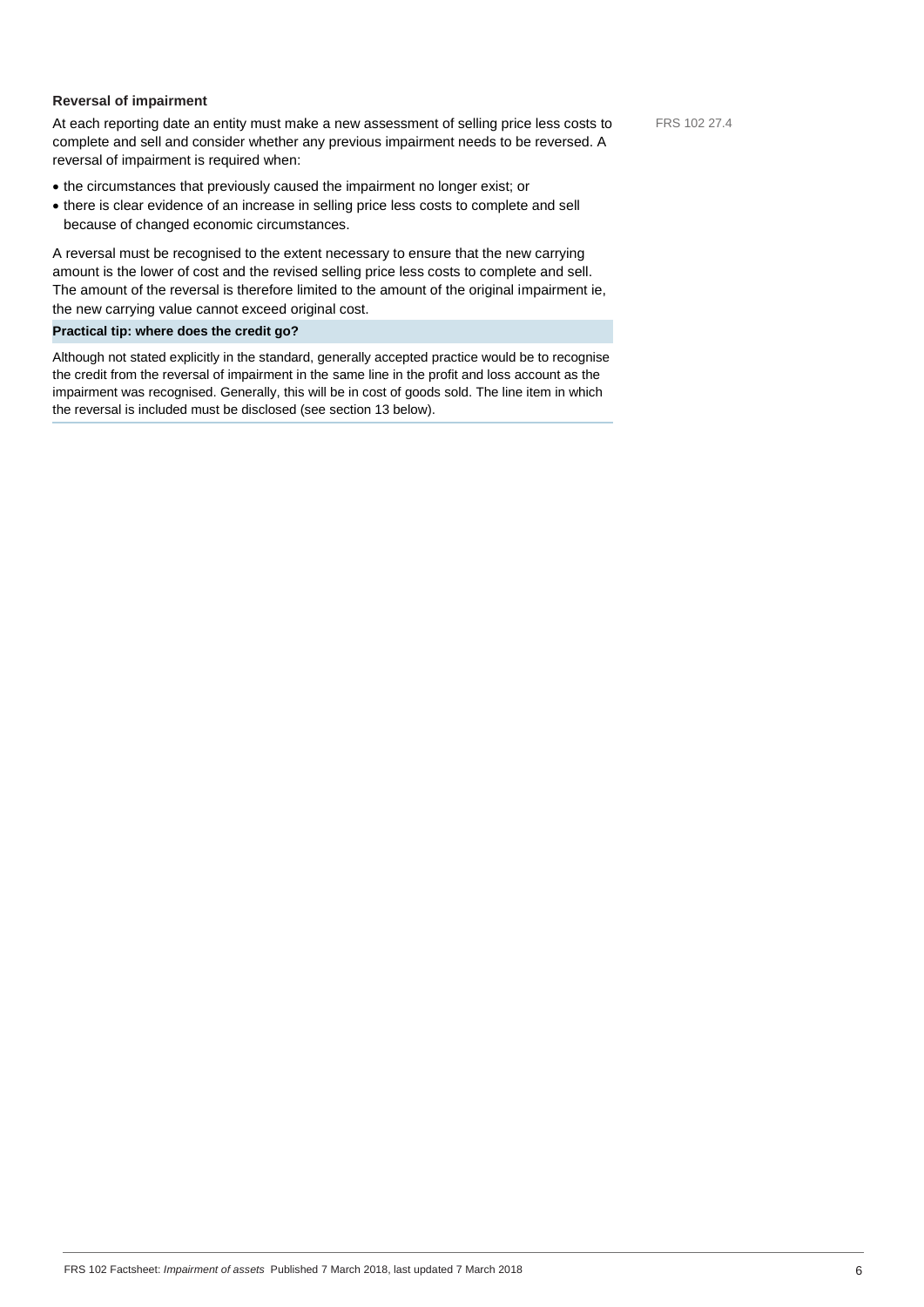**Reversal of impairment**

At each reporting date an entity must make a new assessment of selling price less costs to complete and sell and consider whether any previous impairment needs to be reversed. A reversal of impairment is required when:

FRS 102 27.4

- the circumstances that previously caused the impairment no longer exist; or
- there is clear evidence of an increase in selling price less costs to complete and sell because of changed economic circumstances.

A reversal must be recognised to the extent necessary to ensure that the new carrying amount is the lower of cost and the revised selling price less costs to complete and sell. The amount of the reversal is therefore limited to the amount of the original impairment ie, the new carrying value cannot exceed original cost.

**Practical tip: where does the credit go?**

Although not stated explicitly in the standard, generally accepted practice would be to recognise the credit from the reversal of impairment in the same line in the profit and loss account as the impairment was recognised. Generally, this will be in cost of goods sold. The line item in which the reversal is included must be disclosed (see section 13 below).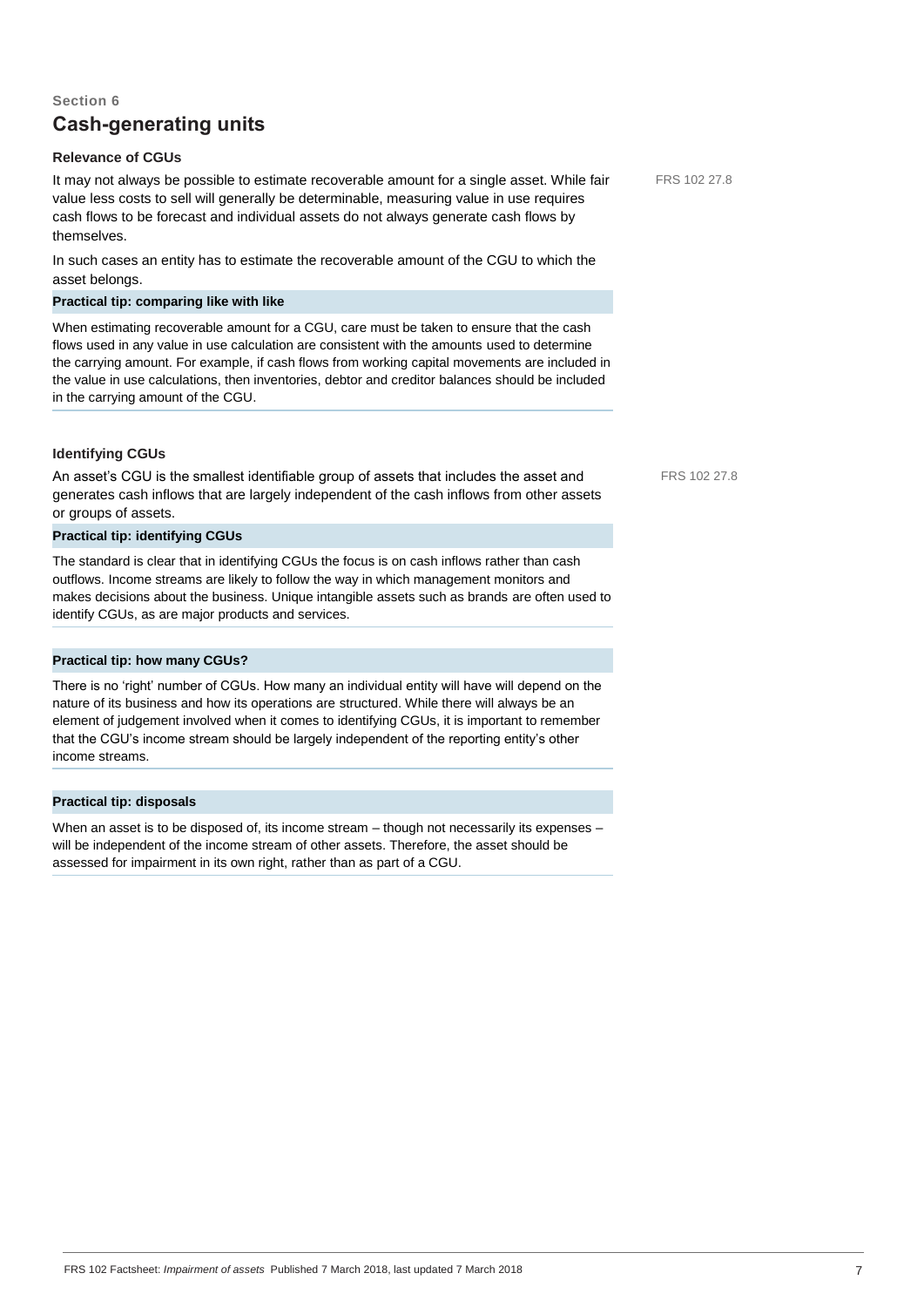Section 6

# Cash-generating units

### Relevance of CGUs

It may not always be possible to estimate recoverable amount for a single asset. While fair value less costs to sell will generally be determinable, measuring value in use requires cash flows to be forecast and individual assets do not always generate cash flows by themselves.

FRS 102 27.8

In such cases an entity has to estimate the recoverable amount of the CGU to which the asset belongs.

**Practical tip: comparing like with like**

When estimating recoverable amount for a CGU, care must be taken to ensure that the cash flows used in any value in use calculation are consistent with the amounts used to determine the carrying amount. For example, if cash flows from working capital movements are included in the value in use calculations, then inventories, debtor and creditor balances should be included in the carrying amount of the CGU.

### Identifying CGUs

An asset's CGU is the smallest identifiable group of assets that includes the asset and generates cash inflows that are largely independent of the cash inflows from other assets or groups of assets.

FRS 102 27.8

**Practical tip: identifying CGUs**

The standard is clear that in identifying CGUs the focus is on cash inflows rather than cash outflows. Income streams are likely to follow the way in which management monitors and makes decisions about the business. Unique intangible assets such as brands are often used to identify CGUs, as are major products and services.

**Practical tip: how many CGUs?**

There is no 'right' number of CGUs. How many an individual entity will have will depend on the nature of its business and how its operations are structured. While there will always be an element of judgement involved when it comes to identifying CGUs, it is important to remember that the CGU's income stream should be largely independent of the reporting entity's other income streams.

**Practical tip: disposals**

When an asset is to be disposed of, its income stream – though not necessarily its expenses – will be independent of the income stream of other assets. Therefore, the asset should be assessed for impairment in its own right, rather than as part of a CGU.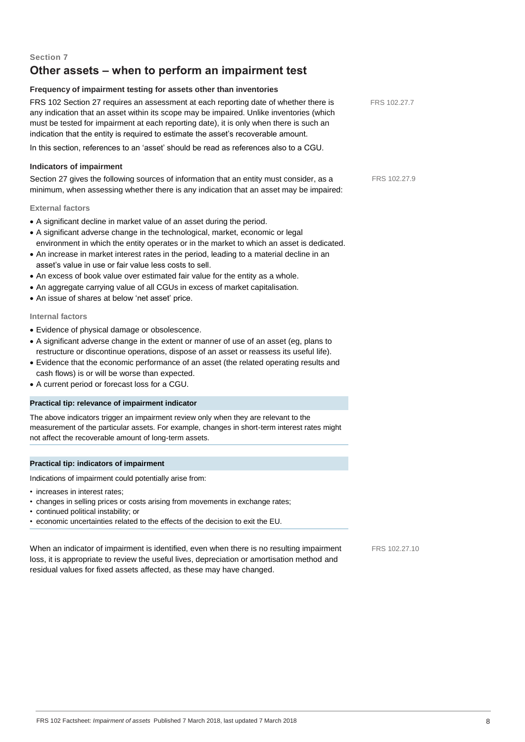Section 7

# Other assets – when to perform an impairment test

### Frequency of impairment testing for assets other than inventories

FRS 102 Section 27 requires an assessment at each reporting date of whether there is any indication that an asset within its scope may be impaired. Unlike inventories (which must be tested for impairment at each reporting date), it is only when there is such an indication that the entity is required to estimate the asset's recoverable amount.

FRS 102.27.7

In this section, references to an 'asset' should be read as references also to a CGU.

### Indicators of impairment

Section 27 gives the following sources of information that an entity must consider, as a minimum, when assessing whether there is any indication that an asset may be impaired:

FRS 102.27.9

#### External factors

- A significant decline in market value of an asset during the period.
- A significant adverse change in the technological, market, economic or legal environment in which the entity operates or in the market to which an asset is dedicated.
- An increase in market interest rates in the period, leading to a material decline in an asset's value in use or fair value less costs to sell.
- An excess of book value over estimated fair value for the entity as a whole.
- An aggregate carrying value of all CGUs in excess of market capitalisation.
- An issue of shares at below 'net asset' price.

#### Internal factors

- Evidence of physical damage or obsolescence.
- A significant adverse change in the extent or manner of use of an asset (eg, plans to restructure or discontinue operations, dispose of an asset or reassess its useful life).
- Evidence that the economic performance of an asset (the related operating results and cash flows) is or will be worse than expected.
- A current period or forecast loss for a CGU.

**Practical tip: relevance of impairment indicator**

The above indicators trigger an impairment review only when they are relevant to the measurement of the particular assets. For example, changes in short-term interest rates might not affect the recoverable amount of long-term assets.

**Practical tip: indicators of impairment**

Indications of impairment could potentially arise from:

- increases in interest rates;
- changes in selling prices or costs arising from movements in exchange rates;
- continued political instability; or
- economic uncertainties related to the effects of the decision to exit the EU.

When an indicator of impairment is identified, even when there is no resulting impairment loss, it is appropriate to review the useful lives, depreciation or amortisation method and residual values for fixed assets affected, as these may have changed.

FRS 102.27.10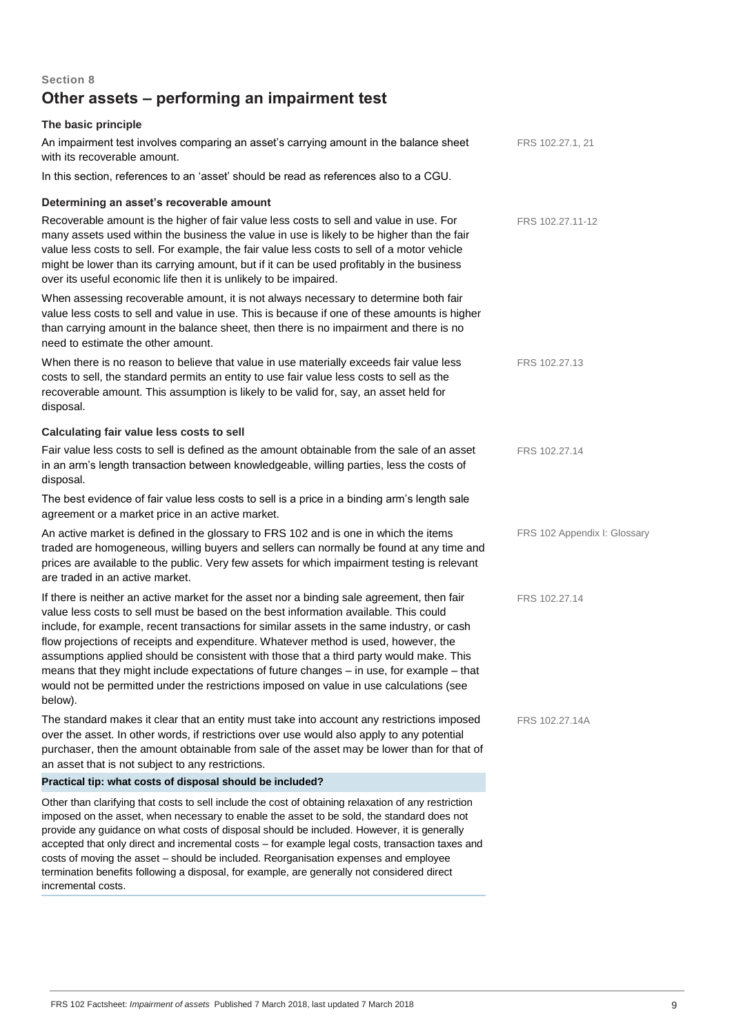Section 8

## Other assets – performing an impairment test

### The basic principle

An impairment test involves comparing an asset's carrying amount in the balance sheet with its recoverable amount.

FRS 102.27.1, 21

In this section, references to an 'asset' should be read as references also to a CGU.

### Determining an asset's recoverable amount

Recoverable amount is the higher of fair value less costs to sell and value in use. For many assets used within the business the value in use is likely to be higher than the fair value less costs to sell. For example, the fair value less costs to sell of a motor vehicle might be lower than its carrying amount, but if it can be used profitably in the business over its useful economic life then it is unlikely to be impaired.

FRS 102.27.11-12

When assessing recoverable amount, it is not always necessary to determine both fair value less costs to sell and value in use. This is because if one of these amounts is higher than carrying amount in the balance sheet, then there is no impairment and there is no need to estimate the other amount.

When there is no reason to believe that value in use materially exceeds fair value less costs to sell, the standard permits an entity to use fair value less costs to sell as the recoverable amount. This assumption is likely to be valid for, say, an asset held for disposal.

FRS 102.27.13

### Calculating fair value less costs to sell

Fair value less costs to sell is defined as the amount obtainable from the sale of an asset in an arm's length transaction between knowledgeable, willing parties, less the costs of disposal.

FRS 102.27.14

The best evidence of fair value less costs to sell is a price in a binding arm's length sale agreement or a market price in an active market.

An active market is defined in the glossary to FRS 102 and is one in which the items traded are homogeneous, willing buyers and sellers can normally be found at any time and prices are available to the public. Very few assets for which impairment testing is relevant are traded in an active market.

FRS 102 Appendix I: Glossary

If there is neither an active market for the asset nor a binding sale agreement, then fair value less costs to sell must be based on the best information available. This could include, for example, recent transactions for similar assets in the same industry, or cash flow projections of receipts and expenditure. Whatever method is used, however, the assumptions applied should be consistent with those that a third party would make. This means that they might include expectations of future changes – in use, for example – that would not be permitted under the restrictions imposed on value in use calculations (see below).

FRS 102.27.14

The standard makes it clear that an entity must take into account any restrictions imposed over the asset. In other words, if restrictions over use would also apply to any potential purchaser, then the amount obtainable from sale of the asset may be lower than for that of an asset that is not subject to any restrictions.

FRS 102.27.14A

**Practical tip: what costs of disposal should be included?**

Other than clarifying that costs to sell include the cost of obtaining relaxation of any restriction imposed on the asset, when necessary to enable the asset to be sold, the standard does not provide any guidance on what costs of disposal should be included. However, it is generally accepted that only direct and incremental costs – for example legal costs, transaction taxes and costs of moving the asset – should be included. Reorganisation expenses and employee termination benefits following a disposal, for example, are generally not considered direct incremental costs.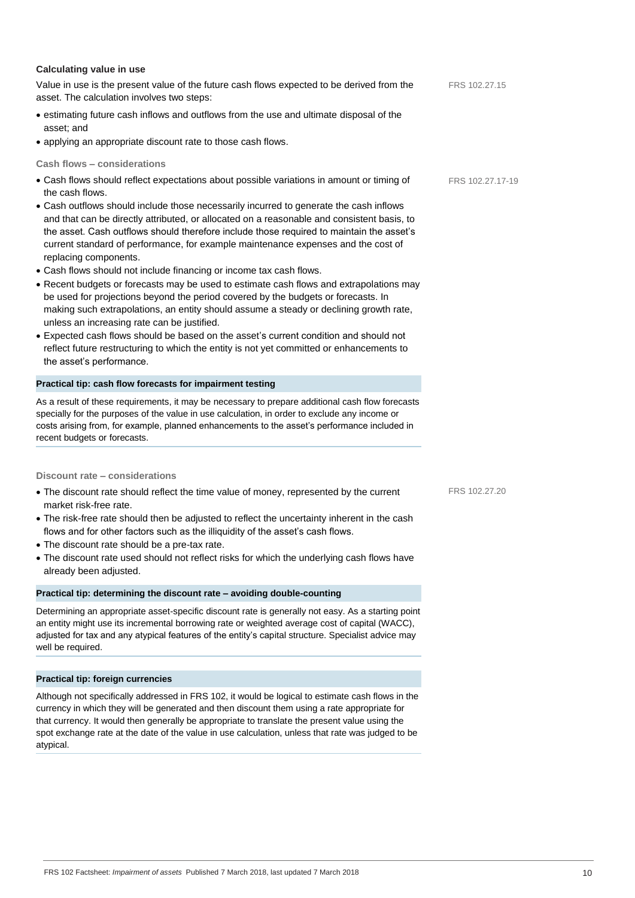### Calculating value in use

Value in use is the present value of the future cash flows expected to be derived from the asset. The calculation involves two steps:

FRS 102.27.15

- estimating future cash inflows and outflows from the use and ultimate disposal of the asset; and
- applying an appropriate discount rate to those cash flows.

#### Cash flows – considerations

FRS 102.27.17-19

- Cash flows should reflect expectations about possible variations in amount or timing of the cash flows.
- Cash outflows should include those necessarily incurred to generate the cash inflows and that can be directly attributed, or allocated on a reasonable and consistent basis, to the asset. Cash outflows should therefore include those required to maintain the asset's current standard of performance, for example maintenance expenses and the cost of replacing components.
- Cash flows should not include financing or income tax cash flows.
- Recent budgets or forecasts may be used to estimate cash flows and extrapolations may be used for projections beyond the period covered by the budgets or forecasts. In making such extrapolations, an entity should assume a steady or declining growth rate, unless an increasing rate can be justified.
- Expected cash flows should be based on the asset's current condition and should not reflect future restructuring to which the entity is not yet committed or enhancements to the asset's performance.

**Practical tip: cash flow forecasts for impairment testing**

As a result of these requirements, it may be necessary to prepare additional cash flow forecasts specially for the purposes of the value in use calculation, in order to exclude any income or costs arising from, for example, planned enhancements to the asset's performance included in recent budgets or forecasts.

#### Discount rate – considerations

FRS 102.27.20

- The discount rate should reflect the time value of money, represented by the current market risk-free rate.
- The risk-free rate should then be adjusted to reflect the uncertainty inherent in the cash flows and for other factors such as the illiquidity of the asset's cash flows.
- The discount rate should be a pre-tax rate.
- The discount rate used should not reflect risks for which the underlying cash flows have already been adjusted.

**Practical tip: determining the discount rate – avoiding double-counting**

Determining an appropriate asset-specific discount rate is generally not easy. As a starting point an entity might use its incremental borrowing rate or weighted average cost of capital (WACC), adjusted for tax and any atypical features of the entity's capital structure. Specialist advice may well be required.

**Practical tip: foreign currencies**

Although not specifically addressed in FRS 102, it would be logical to estimate cash flows in the currency in which they will be generated and then discount them using a rate appropriate for that currency. It would then generally be appropriate to translate the present value using the spot exchange rate at the date of the value in use calculation, unless that rate was judged to be atypical.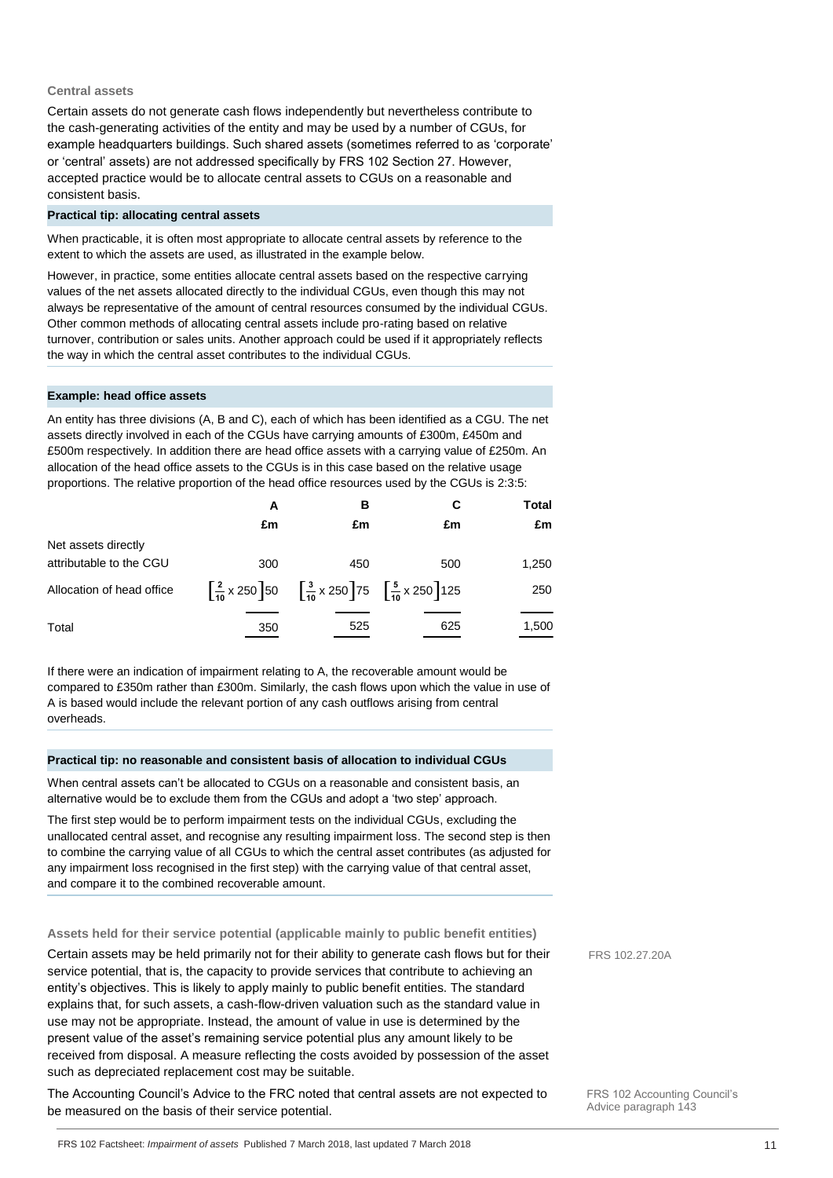### Central assets

Certain assets do not generate cash flows independently but nevertheless contribute to the cash-generating activities of the entity and may be used by a number of CGUs, for example headquarters buildings. Such shared assets (sometimes referred to as 'corporate' or 'central' assets) are not addressed specifically by FRS 102 Section 27. However, accepted practice would be to allocate central assets to CGUs on a reasonable and consistent basis.

**Practical tip: allocating central assets**

When practicable, it is often most appropriate to allocate central assets by reference to the extent to which the assets are used, as illustrated in the example below.

However, in practice, some entities allocate central assets based on the respective carrying values of the net assets allocated directly to the individual CGUs, even though this may not always be representative of the amount of central resources consumed by the individual CGUs. Other common methods of allocating central assets include pro-rating based on relative turnover, contribution or sales units. Another approach could be used if it appropriately reflects the way in which the central asset contributes to the individual CGUs.

**Example: head office assets**

An entity has three divisions (A, B and C), each of which has been identified as a CGU. The net assets directly involved in each of the CGUs have carrying amounts of £300m, £450m and £500m respectively. In addition there are head office assets with a carrying value of £250m. An allocation of the head office assets to the CGUs is in this case based on the relative usage proportions. The relative proportion of the head office resources used by the CGUs is 2:3:5:

| | A | B | C | Total |
|---|---|---|---|---|
| | £m | £m | £m | £m |
| Net assets directly attributable to the CGU | 300 | 450 | 500 | 1,250 |
| Allocation of head office | $\left[\frac{2}{10} \times 250\right]$ 50 | $\left[\frac{3}{10} \times 250\right]$ 75 | $\left[\frac{5}{10} \times 250\right]$ 125 | 250 |
| Total | 350 | 525 | 625 | 1,500 |

If there were an indication of impairment relating to A, the recoverable amount would be compared to £350m rather than £300m. Similarly, the cash flows upon which the value in use of A is based would include the relevant portion of any cash outflows arising from central overheads.

**Practical tip: no reasonable and consistent basis of allocation to individual CGUs**

When central assets can't be allocated to CGUs on a reasonable and consistent basis, an alternative would be to exclude them from the CGUs and adopt a 'two step' approach.

The first step would be to perform impairment tests on the individual CGUs, excluding the unallocated central asset, and recognise any resulting impairment loss. The second step is then to combine the carrying value of all CGUs to which the central asset contributes (as adjusted for any impairment loss recognised in the first step) with the carrying value of that central asset, and compare it to the combined recoverable amount.

### Assets held for their service potential (applicable mainly to public benefit entities)

FRS 102.27.20A

Certain assets may be held primarily not for their ability to generate cash flows but for their service potential, that is, the capacity to provide services that contribute to achieving an entity's objectives. This is likely to apply mainly to public benefit entities. The standard explains that, for such assets, a cash-flow-driven valuation such as the standard value in use may not be appropriate. Instead, the amount of value in use is determined by the present value of the asset's remaining service potential plus any amount likely to be received from disposal. A measure reflecting the costs avoided by possession of the asset such as depreciated replacement cost may be suitable.

FRS 102 Accounting Council's Advice paragraph 143

The Accounting Council's Advice to the FRC noted that central assets are not expected to be measured on the basis of their service potential.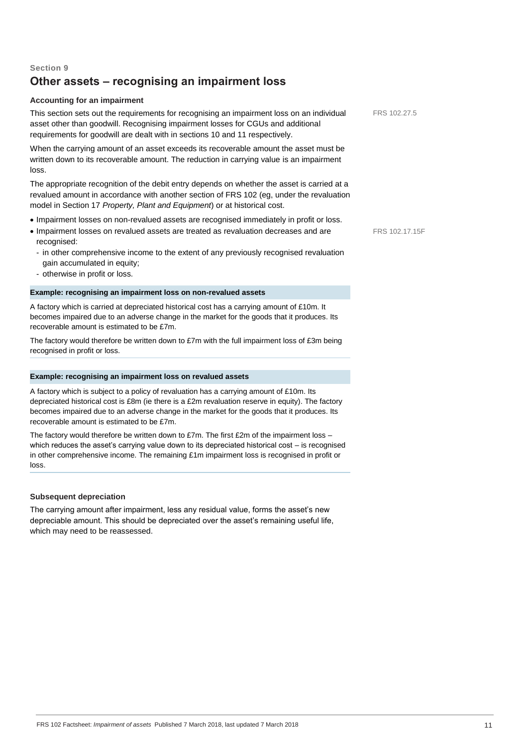Section 9

## Other assets – recognising an impairment loss

### Accounting for an impairment

This section sets out the requirements for recognising an impairment loss on an individual asset other than goodwill. Recognising impairment losses for CGUs and additional requirements for goodwill are dealt with in sections 10 and 11 respectively.

FRS 102.27.5

When the carrying amount of an asset exceeds its recoverable amount the asset must be written down to its recoverable amount. The reduction in carrying value is an impairment loss.

The appropriate recognition of the debit entry depends on whether the asset is carried at a revalued amount in accordance with another section of FRS 102 (eg, under the revaluation model in Section 17 *Property, Plant and Equipment*) or at historical cost.

- Impairment losses on non-revalued assets are recognised immediately in profit or loss.
- Impairment losses on revalued assets are treated as revaluation decreases and are recognised:
  - in other comprehensive income to the extent of any previously recognised revaluation gain accumulated in equity;
  - otherwise in profit or loss.

FRS 102.17.15F

**Example: recognising an impairment loss on non-revalued assets**

A factory which is carried at depreciated historical cost has a carrying amount of £10m. It becomes impaired due to an adverse change in the market for the goods that it produces. Its recoverable amount is estimated to be £7m.

The factory would therefore be written down to £7m with the full impairment loss of £3m being recognised in profit or loss.

**Example: recognising an impairment loss on revalued assets**

A factory which is subject to a policy of revaluation has a carrying amount of £10m. Its depreciated historical cost is £8m (ie there is a £2m revaluation reserve in equity). The factory becomes impaired due to an adverse change in the market for the goods that it produces. Its recoverable amount is estimated to be £7m.

The factory would therefore be written down to £7m. The first £2m of the impairment loss – which reduces the asset's carrying value down to its depreciated historical cost – is recognised in other comprehensive income. The remaining £1m impairment loss is recognised in profit or loss.

### Subsequent depreciation

The carrying amount after impairment, less any residual value, forms the asset's new depreciable amount. This should be depreciated over the asset's remaining useful life, which may need to be reassessed.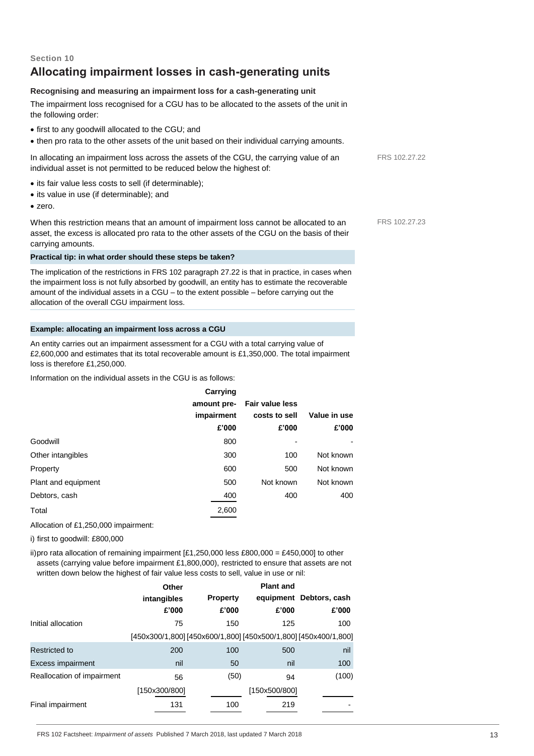Section 10

# Allocating impairment losses in cash-generating units

**Recognising and measuring an impairment loss for a cash-generating unit**

The impairment loss recognised for a CGU has to be allocated to the assets of the unit in the following order:

- first to any goodwill allocated to the CGU; and
- then pro rata to the other assets of the unit based on their individual carrying amounts.

In allocating an impairment loss across the assets of the CGU, the carrying value of an individual asset is not permitted to be reduced below the highest of:

FRS 102.27.22

- its fair value less costs to sell (if determinable);
- its value in use (if determinable); and
- zero.

When this restriction means that an amount of impairment loss cannot be allocated to an asset, the excess is allocated pro rata to the other assets of the CGU on the basis of their carrying amounts.

FRS 102.27.23

**Practical tip: in what order should these steps be taken?**

The implication of the restrictions in FRS 102 paragraph 27.22 is that in practice, in cases when the impairment loss is not fully absorbed by goodwill, an entity has to estimate the recoverable amount of the individual assets in a CGU – to the extent possible – before carrying out the allocation of the overall CGU impairment loss.

**Example: allocating an impairment loss across a CGU**

An entity carries out an impairment assessment for a CGU with a total carrying value of £2,600,000 and estimates that its total recoverable amount is £1,350,000. The total impairment loss is therefore £1,250,000.

Information on the individual assets in the CGU is as follows:

| | Carrying amount pre-impairment £'000 | Fair value less costs to sell £'000 | Value in use £'000 |
|---|---|---|---|
| Goodwill | 800 | - | - |
| Other intangibles | 300 | 100 | Not known |
| Property | 600 | 500 | Not known |
| Plant and equipment | 500 | Not known | Not known |
| Debtors, cash | 400 | 400 | 400 |
| Total | 2,600 | | |

Allocation of £1,250,000 impairment:

i) first to goodwill: £800,000

ii) pro rata allocation of remaining impairment [£1,250,000 less £800,000 = £450,000] to other assets (carrying value before impairment £1,800,000), restricted to ensure that assets are not written down below the highest of fair value less costs to sell, value in use or nil:

| | Other intangibles £'000 | Property £'000 | Plant and equipment £'000 | Debtors, cash £'000 |
|---|---|---|---|---|
| Initial allocation | 75 | 150 | 125 | 100 |
| | [450x300/1,800] | [450x600/1,800] | [450x500/1,800] | [450x400/1,800] |
| Restricted to | 200 | 100 | 500 | nil |
| Excess impairment | nil | 50 | nil | 100 |
| Reallocation of impairment | 56 | (50) | 94 | (100) |
| | [150x300/800] | | [150x500/800] | |
| Final impairment | 131 | 100 | 219 | - |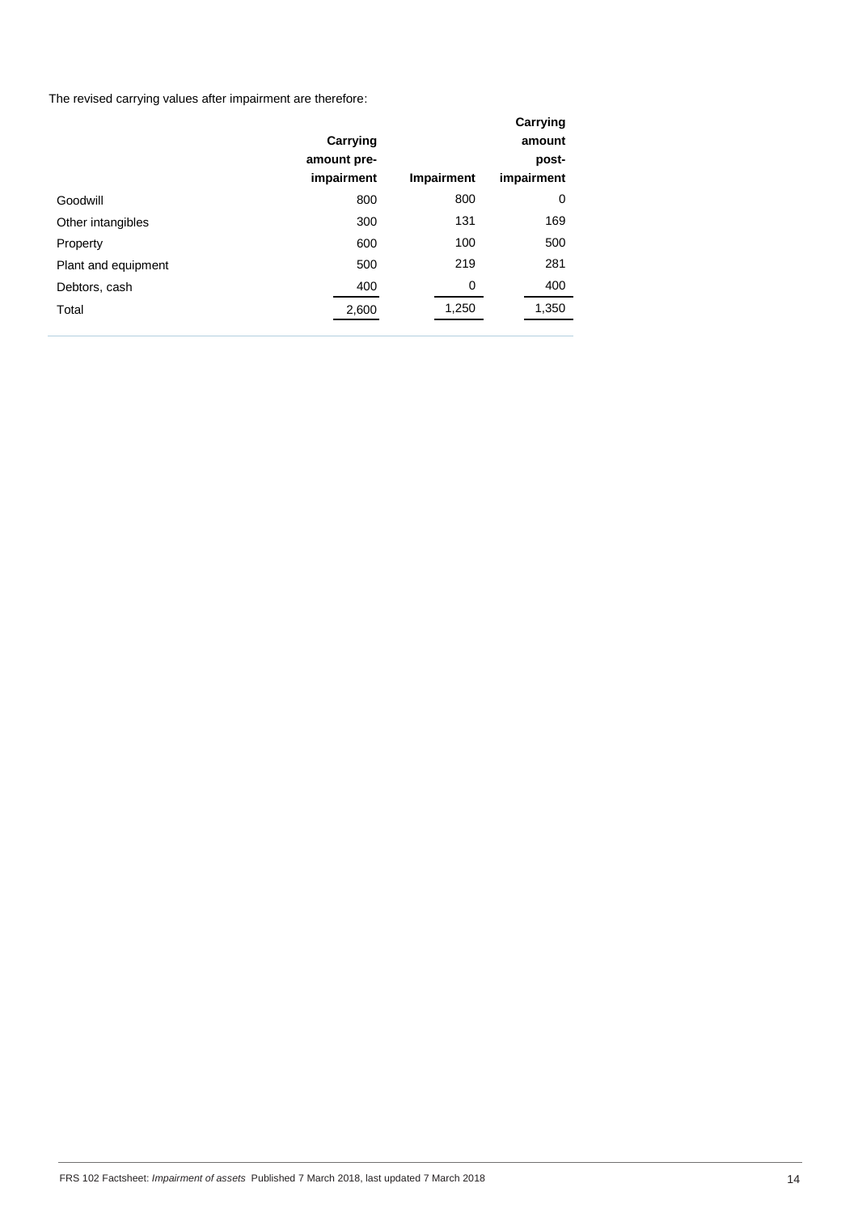The revised carrying values after impairment are therefore:

| | Carrying amount pre-impairment | Impairment | Carrying amount post-impairment |
|---|---|---|---|
| Goodwill | 800 | 800 | 0 |
| Other intangibles | 300 | 131 | 169 |
| Property | 600 | 100 | 500 |
| Plant and equipment | 500 | 219 | 281 |
| Debtors, cash | 400 | 0 | 400 |
| Total | 2,600 | 1,250 | 1,350 |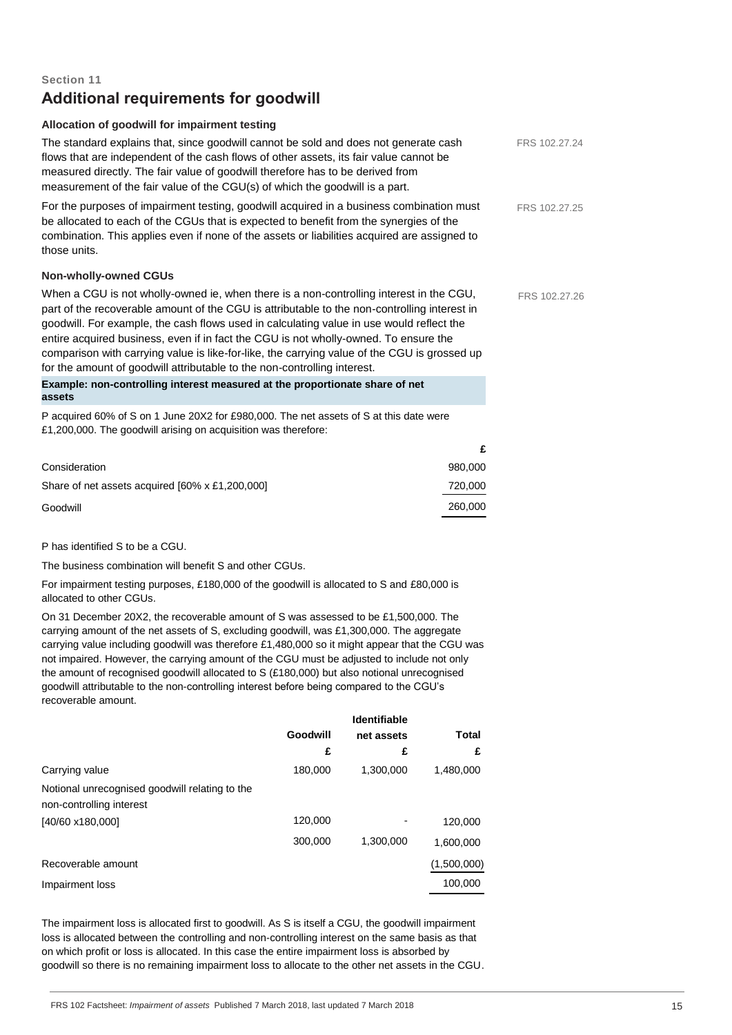**Section 11**

# Additional requirements for goodwill

### Allocation of goodwill for impairment testing

The standard explains that, since goodwill cannot be sold and does not generate cash flows that are independent of the cash flows of other assets, its fair value cannot be measured directly. The fair value of goodwill therefore has to be derived from measurement of the fair value of the CGU(s) of which the goodwill is a part.

FRS 102.27.24

For the purposes of impairment testing, goodwill acquired in a business combination must be allocated to each of the CGUs that is expected to benefit from the synergies of the combination. This applies even if none of the assets or liabilities acquired are assigned to those units.

FRS 102.27.25

### Non-wholly-owned CGUs

When a CGU is not wholly-owned ie, when there is a non-controlling interest in the CGU, part of the recoverable amount of the CGU is attributable to the non-controlling interest in goodwill. For example, the cash flows used in calculating value in use would reflect the entire acquired business, even if in fact the CGU is not wholly-owned. To ensure the comparison with carrying value is like-for-like, the carrying value of the CGU is grossed up for the amount of goodwill attributable to the non-controlling interest.

FRS 102.27.26

**Example: non-controlling interest measured at the proportionate share of net assets**

P acquired 60% of S on 1 June 20X2 for £980,000. The net assets of S at this date were £1,200,000. The goodwill arising on acquisition was therefore:

| | £ |
|---|---|
| Consideration | 980,000 |
| Share of net assets acquired [60% x £1,200,000] | 720,000 |
| Goodwill | 260,000 |

P has identified S to be a CGU.

The business combination will benefit S and other CGUs.

For impairment testing purposes, £180,000 of the goodwill is allocated to S and £80,000 is allocated to other CGUs.

On 31 December 20X2, the recoverable amount of S was assessed to be £1,500,000. The carrying amount of the net assets of S, excluding goodwill, was £1,300,000. The aggregate carrying value including goodwill was therefore £1,480,000 so it might appear that the CGU was not impaired. However, the carrying amount of the CGU must be adjusted to include not only the amount of recognised goodwill allocated to S (£180,000) but also notional unrecognised goodwill attributable to the non-controlling interest before being compared to the CGU's recoverable amount.

| | Goodwill | Identifiable net assets | Total |
|---|---|---|---|
| | £ | £ | £ |
| Carrying value | 180,000 | 1,300,000 | 1,480,000 |
| Notional unrecognised goodwill relating to the non-controlling interest [40/60 x180,000] | 120,000 | - | 120,000 |
| | 300,000 | 1,300,000 | 1,600,000 |
| Recoverable amount | | | (1,500,000) |
| Impairment loss | | | 100,000 |

The impairment loss is allocated first to goodwill. As S is itself a CGU, the goodwill impairment loss is allocated between the controlling and non-controlling interest on the same basis as that on which profit or loss is allocated. In this case the entire impairment loss is absorbed by goodwill so there is no remaining impairment loss to allocate to the other net assets in the CGU.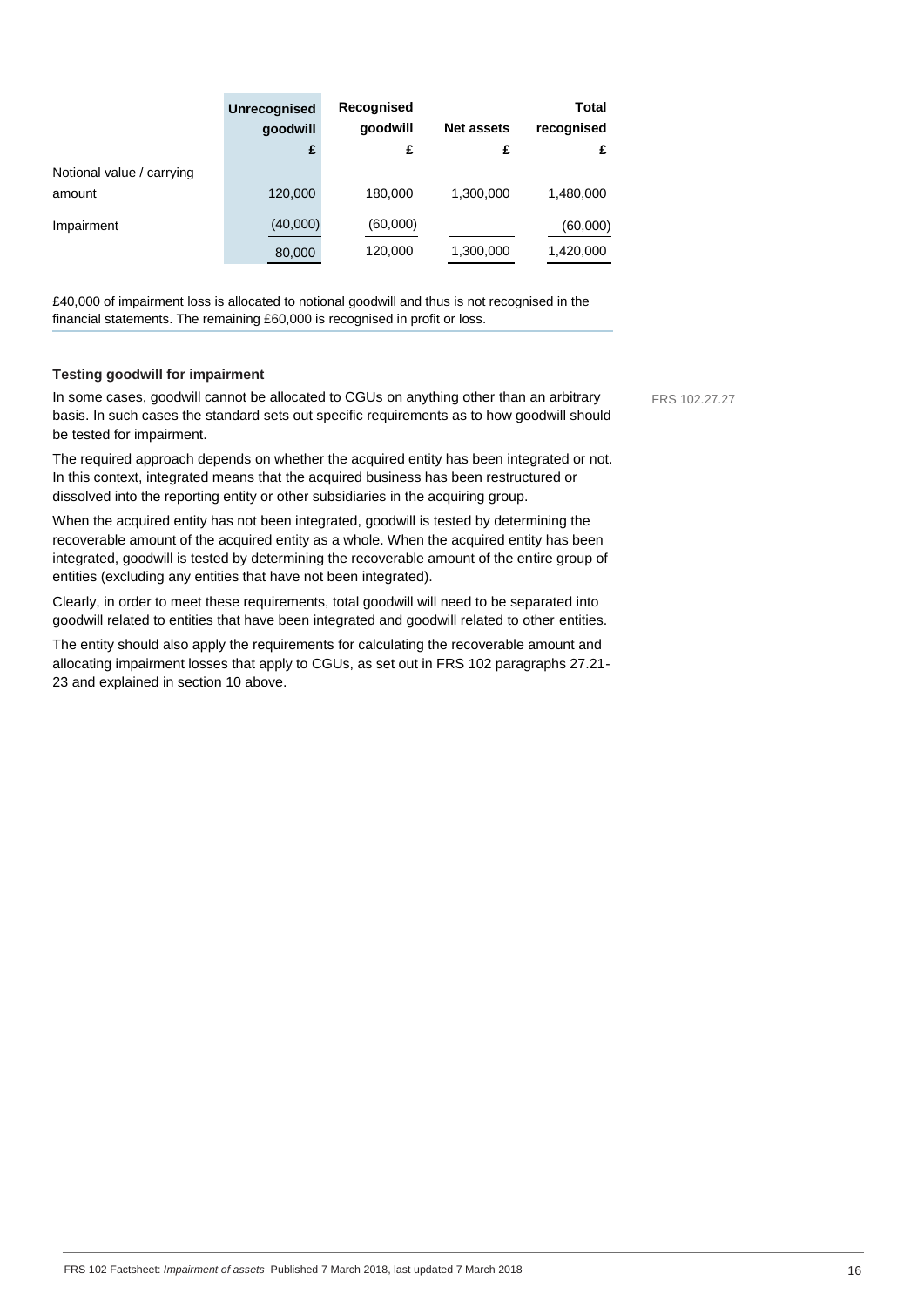| | Unrecognised goodwill | Recognised goodwill | Net assets | Total recognised |
|---|---|---|---|---|
| | £ | £ | £ | £ |
| Notional value / carrying amount | 120,000 | 180,000 | 1,300,000 | 1,480,000 |
| Impairment | (40,000) | (60,000) | | (60,000) |
| | 80,000 | 120,000 | 1,300,000 | 1,420,000 |

£40,000 of impairment loss is allocated to notional goodwill and thus is not recognised in the financial statements. The remaining £60,000 is recognised in profit or loss.

**Testing goodwill for impairment**

FRS 102.27.27

In some cases, goodwill cannot be allocated to CGUs on anything other than an arbitrary basis. In such cases the standard sets out specific requirements as to how goodwill should be tested for impairment.

The required approach depends on whether the acquired entity has been integrated or not. In this context, integrated means that the acquired business has been restructured or dissolved into the reporting entity or other subsidiaries in the acquiring group.

When the acquired entity has not been integrated, goodwill is tested by determining the recoverable amount of the acquired entity as a whole. When the acquired entity has been integrated, goodwill is tested by determining the recoverable amount of the entire group of entities (excluding any entities that have not been integrated).

Clearly, in order to meet these requirements, total goodwill will need to be separated into goodwill related to entities that have been integrated and goodwill related to other entities.

The entity should also apply the requirements for calculating the recoverable amount and allocating impairment losses that apply to CGUs, as set out in FRS 102 paragraphs 27.21-23 and explained in section 10 above.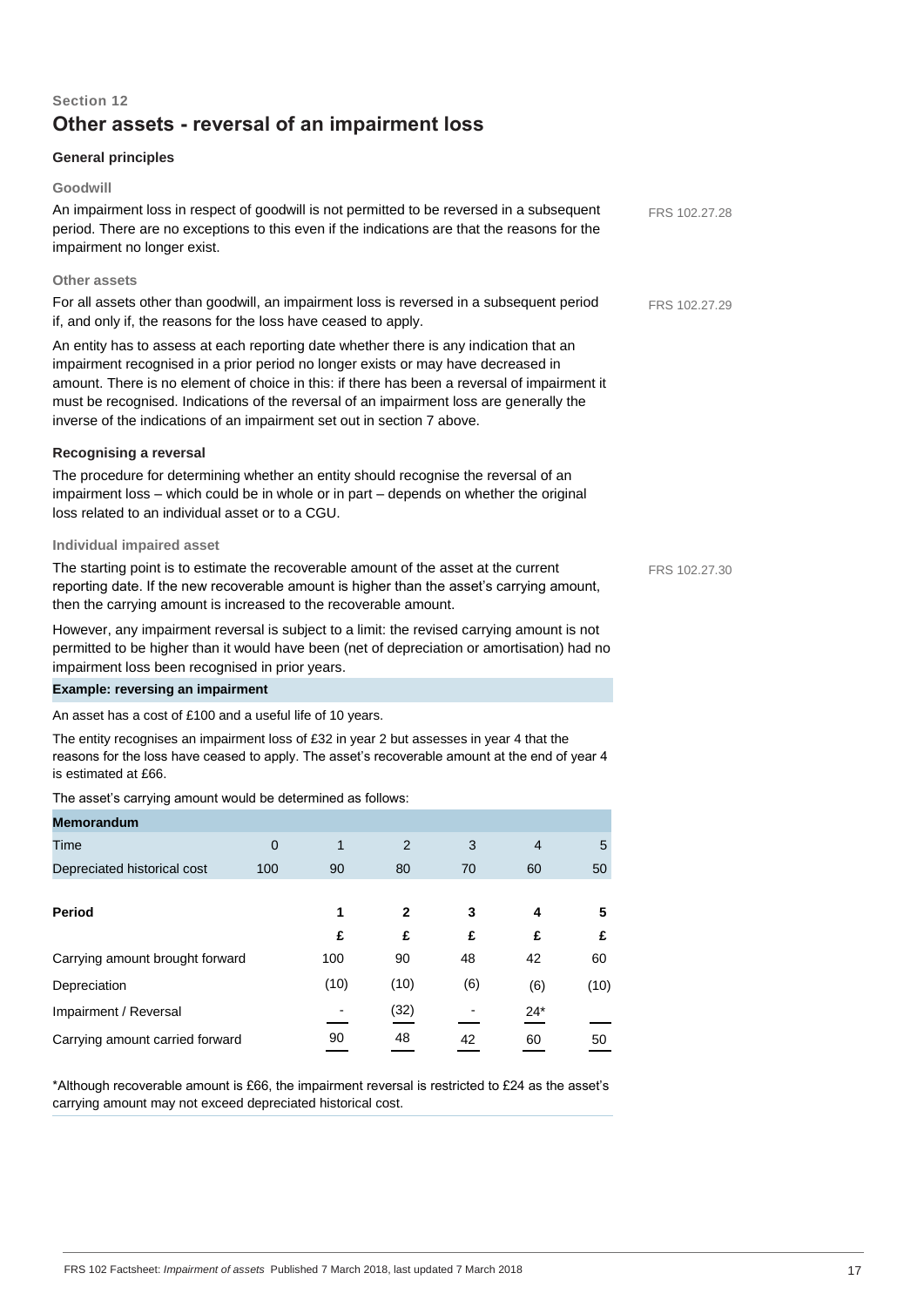Section 12

# Other assets - reversal of an impairment loss

### General principles

**Goodwill**

An impairment loss in respect of goodwill is not permitted to be reversed in a subsequent period. There are no exceptions to this even if the indications are that the reasons for the impairment no longer exist.

FRS 102.27.28

**Other assets**

For all assets other than goodwill, an impairment loss is reversed in a subsequent period if, and only if, the reasons for the loss have ceased to apply.

FRS 102.27.29

An entity has to assess at each reporting date whether there is any indication that an impairment recognised in a prior period no longer exists or may have decreased in amount. There is no element of choice in this: if there has been a reversal of impairment it must be recognised. Indications of the reversal of an impairment loss are generally the inverse of the indications of an impairment set out in section 7 above.

### Recognising a reversal

The procedure for determining whether an entity should recognise the reversal of an impairment loss – which could be in whole or in part – depends on whether the original loss related to an individual asset or to a CGU.

**Individual impaired asset**

The starting point is to estimate the recoverable amount of the asset at the current reporting date. If the new recoverable amount is higher than the asset's carrying amount, then the carrying amount is increased to the recoverable amount.

FRS 102.27.30

However, any impairment reversal is subject to a limit: the revised carrying amount is not permitted to be higher than it would have been (net of depreciation or amortisation) had no impairment loss been recognised in prior years.

**Example: reversing an impairment**

An asset has a cost of £100 and a useful life of 10 years.

The entity recognises an impairment loss of £32 in year 2 but assesses in year 4 that the reasons for the loss have ceased to apply. The asset's recoverable amount at the end of year 4 is estimated at £66.

The asset's carrying amount would be determined as follows:

| Memorandum | | | | | | |
|---|---|---|---|---|---|---|
| Time | 0 | 1 | 2 | 3 | 4 | 5 |
| Depreciated historical cost | 100 | 90 | 80 | 70 | 60 | 50 |

| Period | 1 | 2 | 3 | 4 | 5 |
|---|---|---|---|---|---|
| | £ | £ | £ | £ | £ |
| Carrying amount brought forward | 100 | 90 | 48 | 42 | 60 |
| Depreciation | (10) | (10) | (6) | (6) | (10) |
| Impairment / Reversal | - | (32) | - | 24* | |
| Carrying amount carried forward | 90 | 48 | 42 | 60 | 50 |

*Although recoverable amount is £66, the impairment reversal is restricted to £24 as the asset's carrying amount may not exceed depreciated historical cost.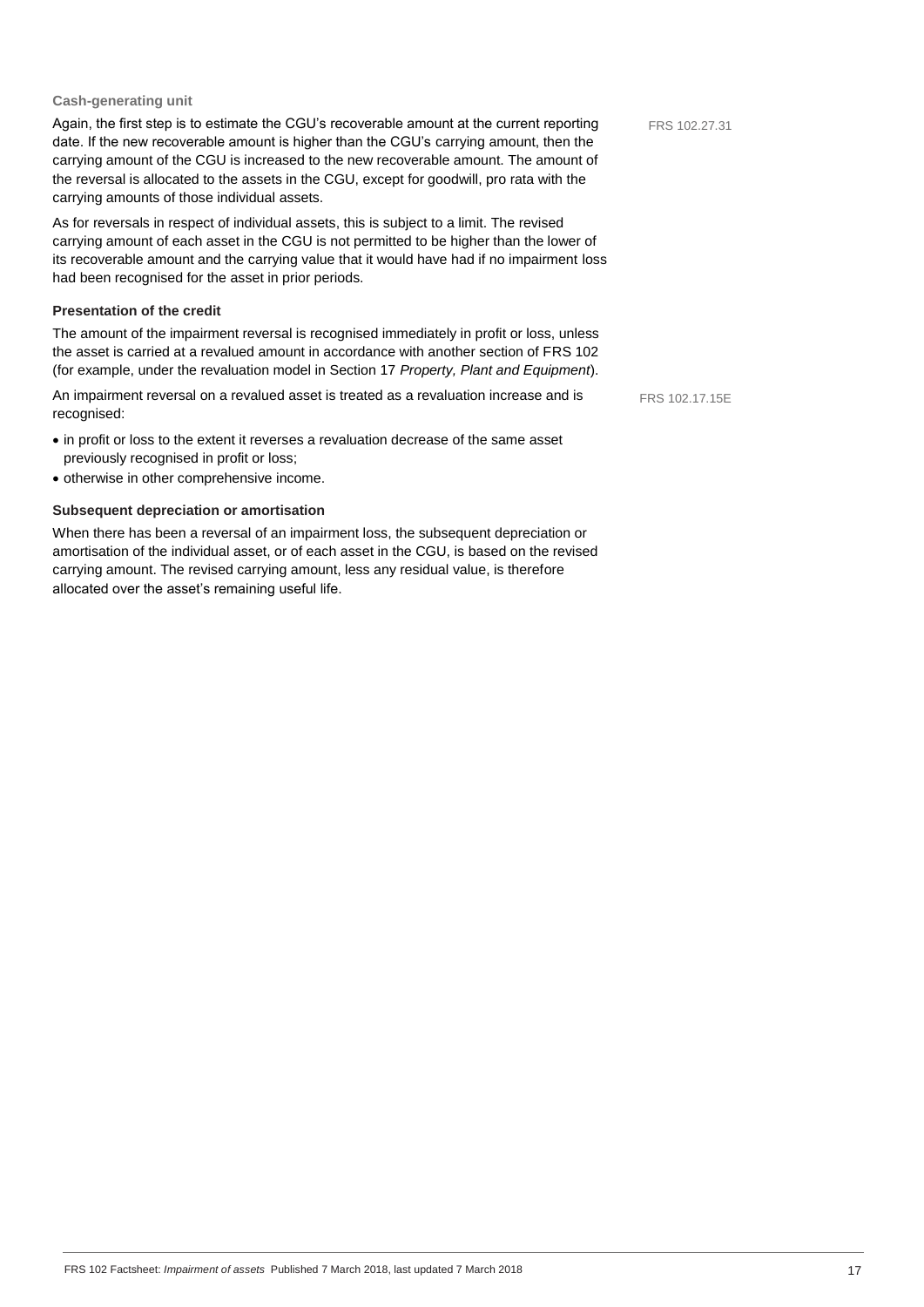### Cash-generating unit

FRS 102.27.31

Again, the first step is to estimate the CGU's recoverable amount at the current reporting date. If the new recoverable amount is higher than the CGU's carrying amount, then the carrying amount of the CGU is increased to the new recoverable amount. The amount of the reversal is allocated to the assets in the CGU, except for goodwill, pro rata with the carrying amounts of those individual assets.

As for reversals in respect of individual assets, this is subject to a limit. The revised carrying amount of each asset in the CGU is not permitted to be higher than the lower of its recoverable amount and the carrying value that it would have had if no impairment loss had been recognised for the asset in prior periods.

### Presentation of the credit

The amount of the impairment reversal is recognised immediately in profit or loss, unless the asset is carried at a revalued amount in accordance with another section of FRS 102 (for example, under the revaluation model in Section 17 *Property, Plant and Equipment*).

FRS 102.17.15E

An impairment reversal on a revalued asset is treated as a revaluation increase and is recognised:

- in profit or loss to the extent it reverses a revaluation decrease of the same asset previously recognised in profit or loss;
- otherwise in other comprehensive income.

### Subsequent depreciation or amortisation

When there has been a reversal of an impairment loss, the subsequent depreciation or amortisation of the individual asset, or of each asset in the CGU, is based on the revised carrying amount. The revised carrying amount, less any residual value, is therefore allocated over the asset's remaining useful life.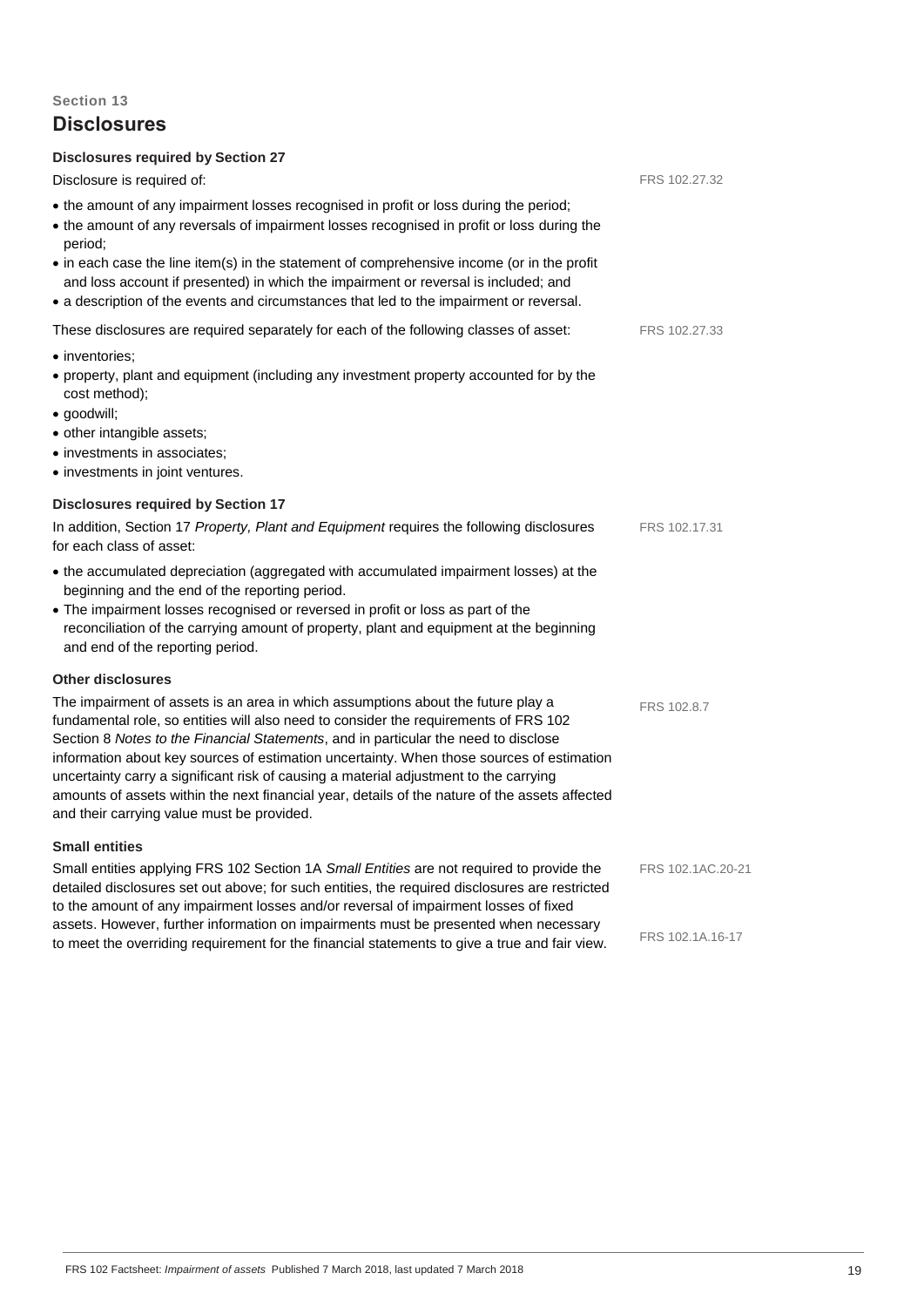Section 13

# Disclosures

### Disclosures required by Section 27

Disclosure is required of: FRS 102.27.32

- the amount of any impairment losses recognised in profit or loss during the period;
- the amount of any reversals of impairment losses recognised in profit or loss during the period;
- in each case the line item(s) in the statement of comprehensive income (or in the profit and loss account if presented) in which the impairment or reversal is included; and
- a description of the events and circumstances that led to the impairment or reversal.

These disclosures are required separately for each of the following classes of asset: FRS 102.27.33

- inventories;
- property, plant and equipment (including any investment property accounted for by the cost method);
- goodwill;
- other intangible assets;
- investments in associates;
- investments in joint ventures.

### Disclosures required by Section 17

In addition, Section 17 *Property, Plant and Equipment* requires the following disclosures for each class of asset: FRS 102.17.31

- the accumulated depreciation (aggregated with accumulated impairment losses) at the beginning and the end of the reporting period.
- The impairment losses recognised or reversed in profit or loss as part of the reconciliation of the carrying amount of property, plant and equipment at the beginning and end of the reporting period.

### Other disclosures

The impairment of assets is an area in which assumptions about the future play a fundamental role, so entities will also need to consider the requirements of FRS 102 Section 8 *Notes to the Financial Statements*, and in particular the need to disclose information about key sources of estimation uncertainty. When those sources of estimation uncertainty carry a significant risk of causing a material adjustment to the carrying amounts of assets within the next financial year, details of the nature of the assets affected and their carrying value must be provided. FRS 102.8.7

### Small entities

Small entities applying FRS 102 Section 1A *Small Entities* are not required to provide the detailed disclosures set out above; for such entities, the required disclosures are restricted to the amount of any impairment losses and/or reversal of impairment losses of fixed assets. However, further information on impairments must be presented when necessary to meet the overriding requirement for the financial statements to give a true and fair view. FRS 102.1AC.20-21 FRS 102.1A.16-17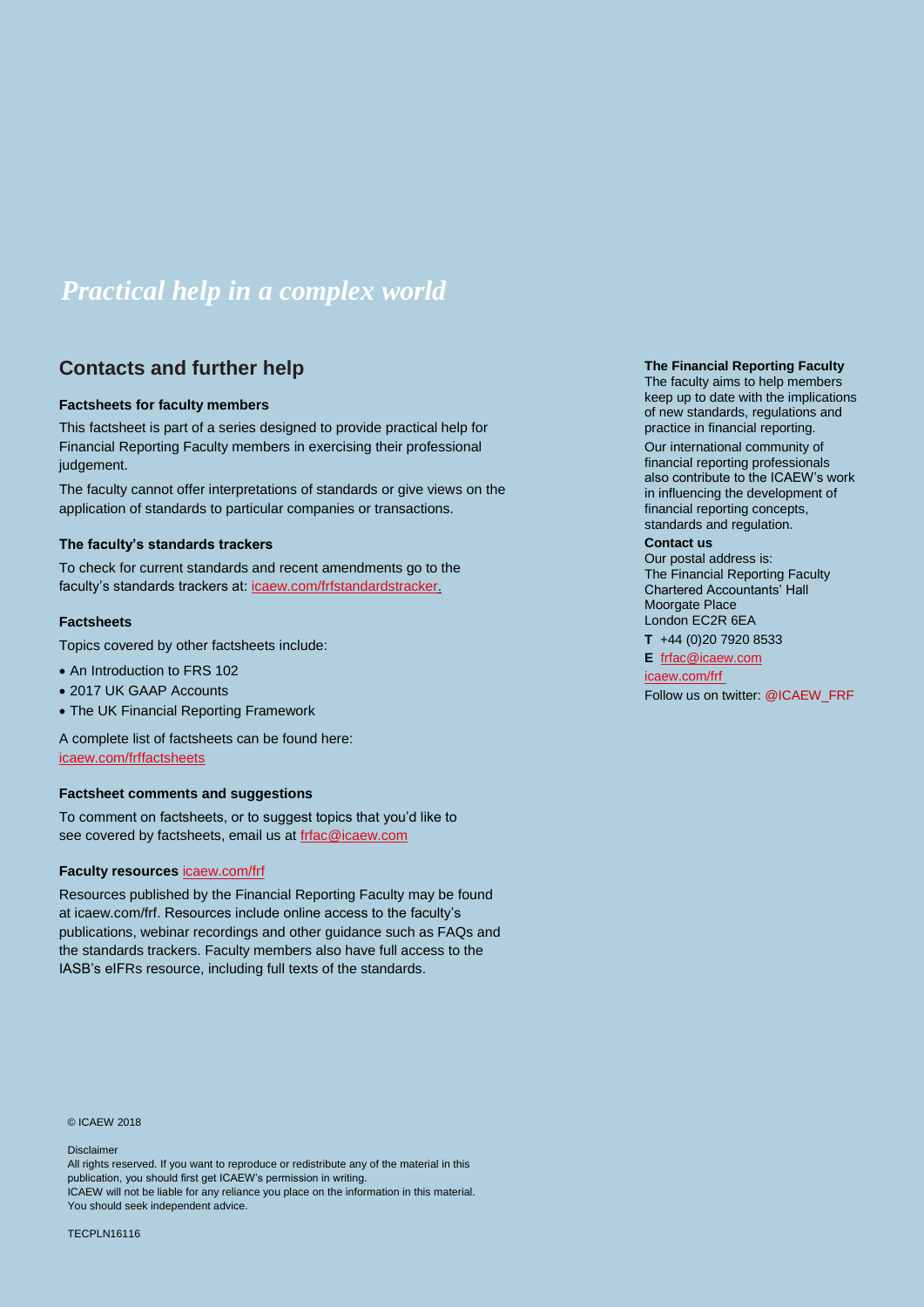*Practical help in a complex world*

## Contacts and further help

### Factsheets for faculty members

This factsheet is part of a series designed to provide practical help for Financial Reporting Faculty members in exercising their professional judgement.

The faculty cannot offer interpretations of standards or give views on the application of standards to particular companies or transactions.

### The faculty's standards trackers

To check for current standards and recent amendments go to the faculty's standards trackers at: icaew.com/frfstandardstracker.

### Factsheets

Topics covered by other factsheets include:

- An Introduction to FRS 102
- 2017 UK GAAP Accounts
- The UK Financial Reporting Framework

A complete list of factsheets can be found here: icaew.com/frffactsheets

### Factsheet comments and suggestions

To comment on factsheets, or to suggest topics that you'd like to see covered by factsheets, email us at frfac@icaew.com

### Faculty resources icaew.com/frf

Resources published by the Financial Reporting Faculty may be found at icaew.com/frf. Resources include online access to the faculty's publications, webinar recordings and other guidance such as FAQs and the standards trackers. Faculty members also have full access to the IASB's eIFRs resource, including full texts of the standards.

**The Financial Reporting Faculty**

The faculty aims to help members keep up to date with the implications of new standards, regulations and practice in financial reporting.

Our international community of financial reporting professionals also contribute to the ICAEW's work in influencing the development of financial reporting concepts, standards and regulation.

**Contact us**

Our postal address is:
The Financial Reporting Faculty
Chartered Accountants' Hall
Moorgate Place
London EC2R 6EA

**T** +44 (0)20 7920 8533

**E** frfac@icaew.com

icaew.com/frf

Follow us on twitter: @ICAEW_FRF

© ICAEW 2018

Disclaimer
All rights reserved. If you want to reproduce or redistribute any of the material in this publication, you should first get ICAEW's permission in writing.
ICAEW will not be liable for any reliance you place on the information in this material.
You should seek independent advice.

TECPLN16116